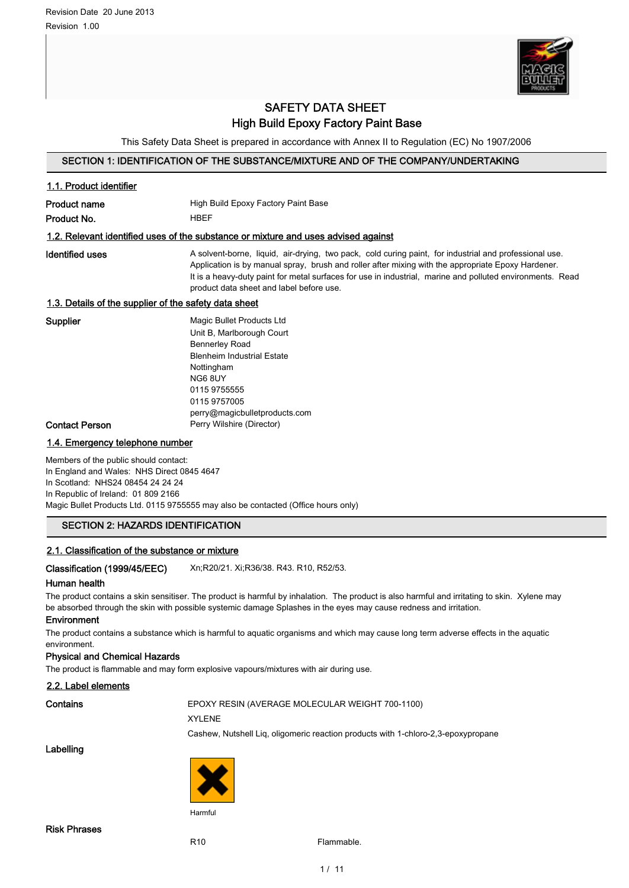Revision Date 20 June 2013

Revision 1.00

# SAFETY DATA SHEET

## High Build Epoxy Factory Paint Base

This Safety Data Sheet is prepared in accordance with Annex II to Regulation (EC) No 1907/2006

## SECTION 1: IDENTIFICATION OF THE SUBSTANCE/MIXTURE AND OF THE COMPANY/UNDERTAKING

### 1.1. Product identifier

**Product name** High Build Epoxy Factory Paint Base

**Product No.** HBEF

### 1.2. Relevant identified uses of the substance or mixture and uses advised against

**Identified uses** A solvent-borne, liquid, air-drying, two pack, cold curing paint, for industrial and professional use. Application is by manual spray, brush and roller after mixing with the appropriate Epoxy Hardener. It is a heavy-duty paint for metal surfaces for use in industrial, marine and polluted environments. Read product data sheet and label before use.

### 1.3. Details of the supplier of the safety data sheet

**Supplier**
Magic Bullet Products Ltd
Unit B, Marlborough Court
Bennerley Road
Blenheim Industrial Estate
Nottingham
NG6 8UY
0115 9755555
0115 9757005
perry@magicbulletproducts.com

**Contact Person** Perry Wilshire (Director)

### 1.4. Emergency telephone number

Members of the public should contact:
In England and Wales: NHS Direct 0845 4647
In Scotland: NHS24 08454 24 24 24
In Republic of Ireland: 01 809 2166
Magic Bullet Products Ltd. 0115 9755555 may also be contacted (Office hours only)

## SECTION 2: HAZARDS IDENTIFICATION

### 2.1. Classification of the substance or mixture

**Classification (1999/45/EEC)** Xn;R20/21. Xi;R36/38. R43. R10, R52/53.

**Human health**

The product contains a skin sensitiser. The product is harmful by inhalation. The product is also harmful and irritating to skin. Xylene may be absorbed through the skin with possible systemic damage Splashes in the eyes may cause redness and irritation.

**Environment**

The product contains a substance which is harmful to aquatic organisms and which may cause long term adverse effects in the aquatic environment.

**Physical and Chemical Hazards**

The product is flammable and may form explosive vapours/mixtures with air during use.

### 2.2. Label elements

**Contains**
EPOXY RESIN (AVERAGE MOLECULAR WEIGHT 700-1100)
XYLENE
Cashew, Nutshell Liq, oligomeric reaction products with 1-chloro-2,3-epoxypropane

**Labelling**

Harmful

**Risk Phrases**

| | |
|---|---|
| R10 | Flammable. |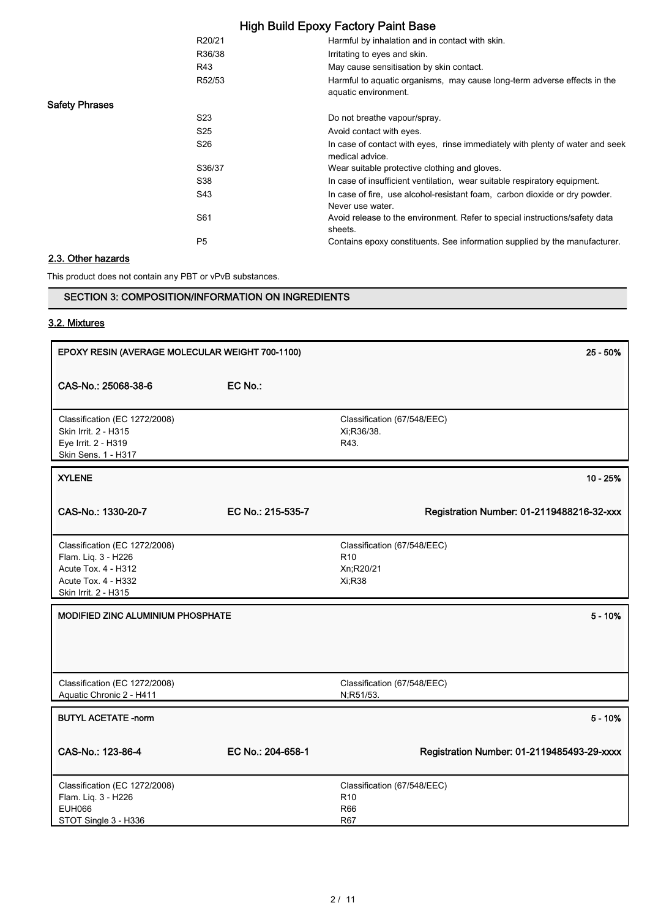| | | |
|---|---|---|
| | R20/21 | Harmful by inhalation and in contact with skin. |
| | R36/38 | Irritating to eyes and skin. |
| | R43 | May cause sensitisation by skin contact. |
| | R52/53 | Harmful to aquatic organisms, may cause long-term adverse effects in the aquatic environment. |
| Safety Phrases | | |
| | S23 | Do not breathe vapour/spray. |
| | S25 | Avoid contact with eyes. |
| | S26 | In case of contact with eyes, rinse immediately with plenty of water and seek medical advice. |
| | S36/37 | Wear suitable protective clothing and gloves. |
| | S38 | In case of insufficient ventilation, wear suitable respiratory equipment. |
| | S43 | In case of fire, use alcohol-resistant foam, carbon dioxide or dry powder. Never use water. |
| | S61 | Avoid release to the environment. Refer to special instructions/safety data sheets. |
| | P5 | Contains epoxy constituents. See information supplied by the manufacturer. |

### 2.3. Other hazards

This product does not contain any PBT or vPvB substances.

## SECTION 3: COMPOSITION/INFORMATION ON INGREDIENTS

### 3.2. Mixtures

| **EPOXY RESIN (AVERAGE MOLECULAR WEIGHT 700-1100)** | | **25 - 50%** |
|---|---|---|
| **CAS-No.: 25068-38-6** | **EC No.:** | |
| Classification (EC 1272/2008)<br>Skin Irrit. 2 - H315<br>Eye Irrit. 2 - H319<br>Skin Sens. 1 - H317 | | Classification (67/548/EEC)<br>Xi;R36/38.<br>R43. |

| **XYLENE** | | **10 - 25%** |
|---|---|---|
| **CAS-No.: 1330-20-7** | **EC No.: 215-535-7** | **Registration Number: 01-2119488216-32-xxx** |
| Classification (EC 1272/2008)<br>Flam. Liq. 3 - H226<br>Acute Tox. 4 - H312<br>Acute Tox. 4 - H332<br>Skin Irrit. 2 - H315 | | Classification (67/548/EEC)<br>R10<br>Xn;R20/21<br>Xi;R38 |

| **MODIFIED ZINC ALUMINIUM PHOSPHATE** | **5 - 10%** |
|---|---|
| Classification (EC 1272/2008)<br>Aquatic Chronic 2 - H411 | Classification (67/548/EEC)<br>N;R51/53. |

| **BUTYL ACETATE -norm** | | **5 - 10%** |
|---|---|---|
| **CAS-No.: 123-86-4** | **EC No.: 204-658-1** | **Registration Number: 01-2119485493-29-xxxx** |
| Classification (EC 1272/2008)<br>Flam. Liq. 3 - H226<br>EUH066<br>STOT Single 3 - H336 | | Classification (67/548/EEC)<br>R10<br>R66<br>R67 |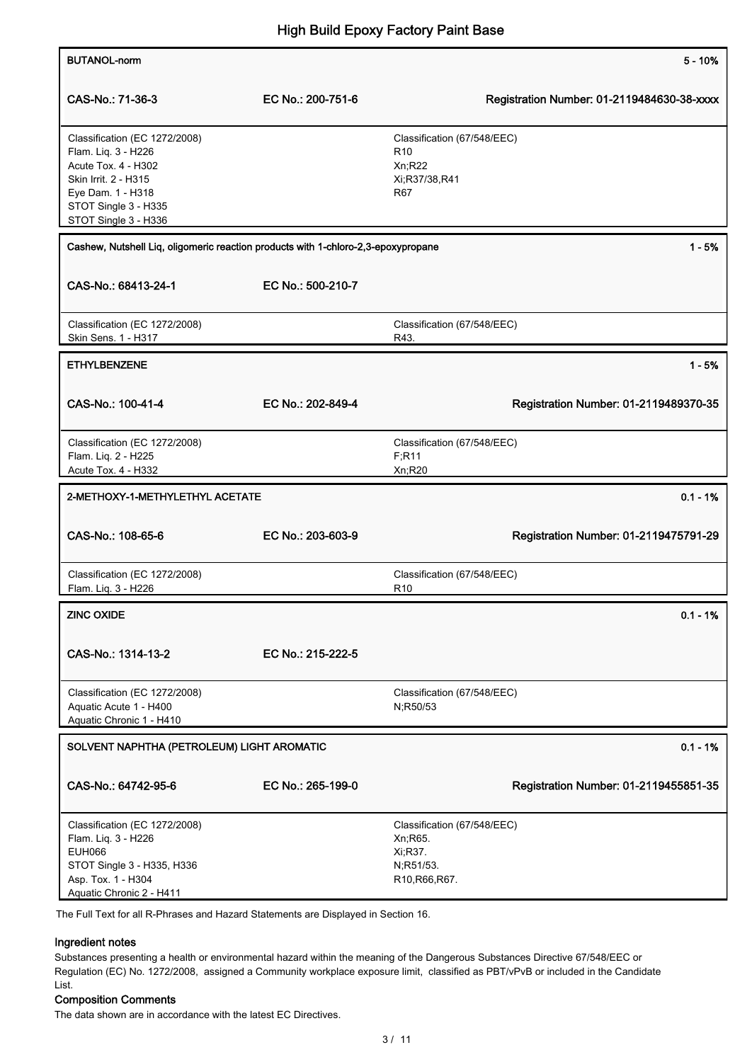| BUTANOL-norm | | 5 - 10% |
|---|---|---|
| CAS-No.: 71-36-3 | EC No.: 200-751-6 | Registration Number: 01-2119484630-38-xxxx |
| Classification (EC 1272/2008)<br>Flam. Liq. 3 - H226<br>Acute Tox. 4 - H302<br>Skin Irrit. 2 - H315<br>Eye Dam. 1 - H318<br>STOT Single 3 - H335<br>STOT Single 3 - H336 | Classification (67/548/EEC)<br>R10<br>Xn;R22<br>Xi;R37/38,R41<br>R67 | |

| Cashew, Nutshell Liq, oligomeric reaction products with 1-chloro-2,3-epoxypropane | | 1 - 5% |
|---|---|---|
| CAS-No.: 68413-24-1 | EC No.: 500-210-7 | |
| Classification (EC 1272/2008)<br>Skin Sens. 1 - H317 | Classification (67/548/EEC)<br>R43. | |

| ETHYLBENZENE | | 1 - 5% |
|---|---|---|
| CAS-No.: 100-41-4 | EC No.: 202-849-4 | Registration Number: 01-2119489370-35 |
| Classification (EC 1272/2008)<br>Flam. Liq. 2 - H225<br>Acute Tox. 4 - H332 | Classification (67/548/EEC)<br>F;R11<br>Xn;R20 | |

| 2-METHOXY-1-METHYLETHYL ACETATE | | 0.1 - 1% |
|---|---|---|
| CAS-No.: 108-65-6 | EC No.: 203-603-9 | Registration Number: 01-2119475791-29 |
| Classification (EC 1272/2008)<br>Flam. Liq. 3 - H226 | Classification (67/548/EEC)<br>R10 | |

| ZINC OXIDE | | 0.1 - 1% |
|---|---|---|
| CAS-No.: 1314-13-2 | EC No.: 215-222-5 | |
| Classification (EC 1272/2008)<br>Aquatic Acute 1 - H400<br>Aquatic Chronic 1 - H410 | Classification (67/548/EEC)<br>N;R50/53 | |

| SOLVENT NAPHTHA (PETROLEUM) LIGHT AROMATIC | | 0.1 - 1% |
|---|---|---|
| CAS-No.: 64742-95-6 | EC No.: 265-199-0 | Registration Number: 01-2119455851-35 |
| Classification (EC 1272/2008)<br>Flam. Liq. 3 - H226<br>EUH066<br>STOT Single 3 - H335, H336<br>Asp. Tox. 1 - H304<br>Aquatic Chronic 2 - H411 | Classification (67/548/EEC)<br>Xn;R65.<br>Xi;R37.<br>N;R51/53.<br>R10,R66,R67. | |

The Full Text for all R-Phrases and Hazard Statements are Displayed in Section 16.

### Ingredient notes

Substances presenting a health or environmental hazard within the meaning of the Dangerous Substances Directive 67/548/EEC or Regulation (EC) No. 1272/2008, assigned a Community workplace exposure limit, classified as PBT/vPvB or included in the Candidate List.

### Composition Comments

The data shown are in accordance with the latest EC Directives.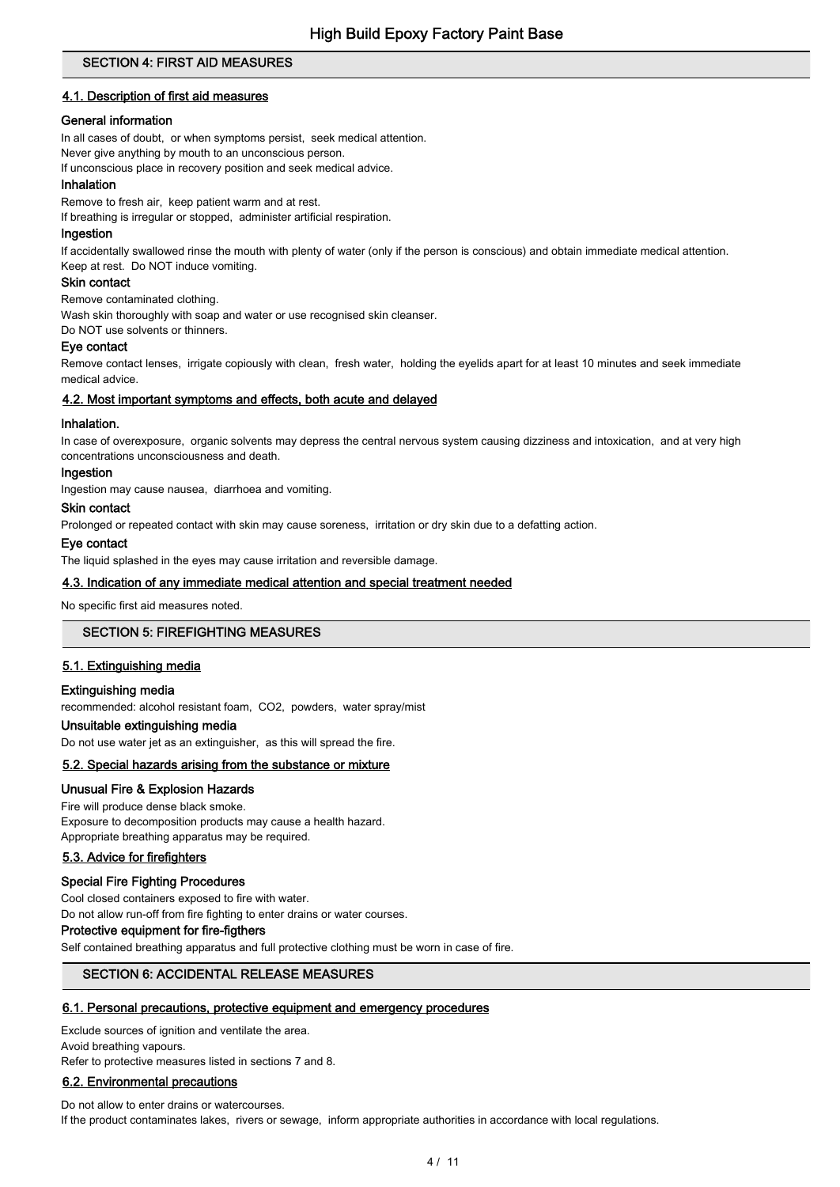## SECTION 4: FIRST AID MEASURES

### 4.1. Description of first aid measures

**General information**

In all cases of doubt, or when symptoms persist, seek medical attention.
Never give anything by mouth to an unconscious person.
If unconscious place in recovery position and seek medical advice.

**Inhalation**

Remove to fresh air, keep patient warm and at rest.
If breathing is irregular or stopped, administer artificial respiration.

**Ingestion**

If accidentally swallowed rinse the mouth with plenty of water (only if the person is conscious) and obtain immediate medical attention.
Keep at rest. Do NOT induce vomiting.

**Skin contact**

Remove contaminated clothing.
Wash skin thoroughly with soap and water or use recognised skin cleanser.
Do NOT use solvents or thinners.

**Eye contact**

Remove contact lenses, irrigate copiously with clean, fresh water, holding the eyelids apart for at least 10 minutes and seek immediate medical advice.

### 4.2. Most important symptoms and effects, both acute and delayed

**Inhalation.**

In case of overexposure, organic solvents may depress the central nervous system causing dizziness and intoxication, and at very high concentrations unconsciousness and death.

**Ingestion**

Ingestion may cause nausea, diarrhoea and vomiting.

**Skin contact**

Prolonged or repeated contact with skin may cause soreness, irritation or dry skin due to a defatting action.

**Eye contact**

The liquid splashed in the eyes may cause irritation and reversible damage.

### 4.3. Indication of any immediate medical attention and special treatment needed

No specific first aid measures noted.

## SECTION 5: FIREFIGHTING MEASURES

### 5.1. Extinguishing media

**Extinguishing media**

recommended: alcohol resistant foam, $CO_2$, powders, water spray/mist

**Unsuitable extinguishing media**

Do not use water jet as an extinguisher, as this will spread the fire.

### 5.2. Special hazards arising from the substance or mixture

**Unusual Fire & Explosion Hazards**

Fire will produce dense black smoke.
Exposure to decomposition products may cause a health hazard.
Appropriate breathing apparatus may be required.

### 5.3. Advice for firefighters

**Special Fire Fighting Procedures**

Cool closed containers exposed to fire with water.
Do not allow run-off from fire fighting to enter drains or water courses.

**Protective equipment for fire-figthers**

Self contained breathing apparatus and full protective clothing must be worn in case of fire.

## SECTION 6: ACCIDENTAL RELEASE MEASURES

### 6.1. Personal precautions, protective equipment and emergency procedures

Exclude sources of ignition and ventilate the area.
Avoid breathing vapours.
Refer to protective measures listed in sections 7 and 8.

### 6.2. Environmental precautions

Do not allow to enter drains or watercourses.
If the product contaminates lakes, rivers or sewage, inform appropriate authorities in accordance with local regulations.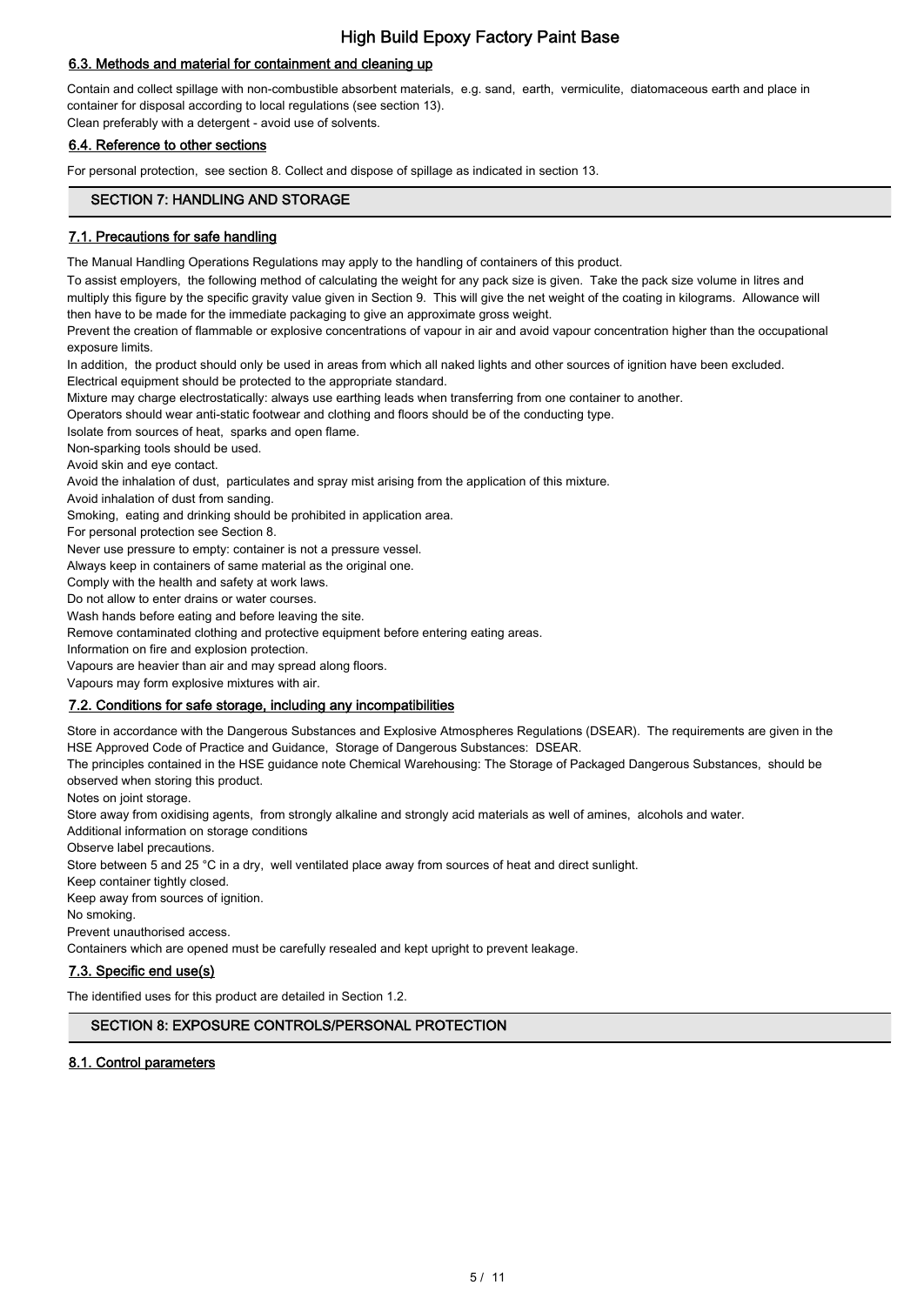### 6.3. Methods and material for containment and cleaning up

Contain and collect spillage with non-combustible absorbent materials, e.g. sand, earth, vermiculite, diatomaceous earth and place in container for disposal according to local regulations (see section 13).
Clean preferably with a detergent - avoid use of solvents.

### 6.4. Reference to other sections

For personal protection, see section 8. Collect and dispose of spillage as indicated in section 13.

## SECTION 7: HANDLING AND STORAGE

### 7.1. Precautions for safe handling

The Manual Handling Operations Regulations may apply to the handling of containers of this product.
To assist employers, the following method of calculating the weight for any pack size is given. Take the pack size volume in litres and multiply this figure by the specific gravity value given in Section 9. This will give the net weight of the coating in kilograms. Allowance will then have to be made for the immediate packaging to give an approximate gross weight.
Prevent the creation of flammable or explosive concentrations of vapour in air and avoid vapour concentration higher than the occupational exposure limits.
In addition, the product should only be used in areas from which all naked lights and other sources of ignition have been excluded.
Electrical equipment should be protected to the appropriate standard.
Mixture may charge electrostatically: always use earthing leads when transferring from one container to another.
Operators should wear anti-static footwear and clothing and floors should be of the conducting type.
Isolate from sources of heat, sparks and open flame.
Non-sparking tools should be used.
Avoid skin and eye contact.
Avoid the inhalation of dust, particulates and spray mist arising from the application of this mixture.
Avoid inhalation of dust from sanding.
Smoking, eating and drinking should be prohibited in application area.
For personal protection see Section 8.
Never use pressure to empty: container is not a pressure vessel.
Always keep in containers of same material as the original one.
Comply with the health and safety at work laws.
Do not allow to enter drains or water courses.
Wash hands before eating and before leaving the site.
Remove contaminated clothing and protective equipment before entering eating areas.
Information on fire and explosion protection.
Vapours are heavier than air and may spread along floors.
Vapours may form explosive mixtures with air.

### 7.2. Conditions for safe storage, including any incompatibilities

Store in accordance with the Dangerous Substances and Explosive Atmospheres Regulations (DSEAR). The requirements are given in the HSE Approved Code of Practice and Guidance, Storage of Dangerous Substances: DSEAR.
The principles contained in the HSE guidance note Chemical Warehousing: The Storage of Packaged Dangerous Substances, should be observed when storing this product.
Notes on joint storage.
Store away from oxidising agents, from strongly alkaline and strongly acid materials as well of amines, alcohols and water.
Additional information on storage conditions
Observe label precautions.
Store between 5 and 25 °C in a dry, well ventilated place away from sources of heat and direct sunlight.
Keep container tightly closed.
Keep away from sources of ignition.
No smoking.
Prevent unauthorised access.
Containers which are opened must be carefully resealed and kept upright to prevent leakage.

### 7.3. Specific end use(s)

The identified uses for this product are detailed in Section 1.2.

## SECTION 8: EXPOSURE CONTROLS/PERSONAL PROTECTION

### 8.1. Control parameters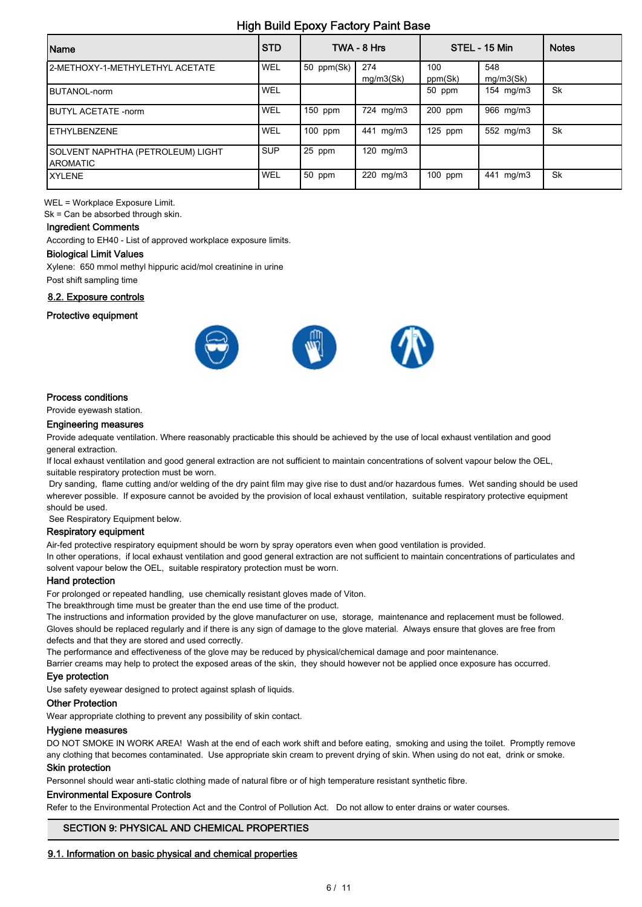| Name | STD | TWA - 8 Hrs | | STEL - 15 Min | | Notes |
|---|---|---|---|---|---|---|
| 2-METHOXY-1-METHYLETHYL ACETATE | WEL | 50 ppm(Sk) | 274 mg/m3(Sk) | 100 ppm(Sk) | 548 mg/m3(Sk) | |
| BUTANOL-norm | WEL | | | 50 ppm | 154 mg/m3 | Sk |
| BUTYL ACETATE -norm | WEL | 150 ppm | 724 mg/m3 | 200 ppm | 966 mg/m3 | |
| ETHYLBENZENE | WEL | 100 ppm | 441 mg/m3 | 125 ppm | 552 mg/m3 | Sk |
| SOLVENT NAPHTHA (PETROLEUM) LIGHT AROMATIC | SUP | 25 ppm | 120 mg/m3 | | | |
| XYLENE | WEL | 50 ppm | 220 mg/m3 | 100 ppm | 441 mg/m3 | Sk |

WEL = Workplace Exposure Limit.
Sk = Can be absorbed through skin.

### Ingredient Comments

According to EH40 - List of approved workplace exposure limits.

### Biological Limit Values

Xylene: 650 mmol methyl hippuric acid/mol creatinine in urine
Post shift sampling time

## 8.2. Exposure controls

### Protective equipment

### Process conditions

Provide eyewash station.

### Engineering measures

Provide adequate ventilation. Where reasonably practicable this should be achieved by the use of local exhaust ventilation and good general extraction.

If local exhaust ventilation and good general extraction are not sufficient to maintain concentrations of solvent vapour below the OEL, suitable respiratory protection must be worn.

Dry sanding, flame cutting and/or welding of the dry paint film may give rise to dust and/or hazardous fumes. Wet sanding should be used wherever possible. If exposure cannot be avoided by the provision of local exhaust ventilation, suitable respiratory protective equipment should be used.

See Respiratory Equipment below.

### Respiratory equipment

Air-fed protective respiratory equipment should be worn by spray operators even when good ventilation is provided.
In other operations, if local exhaust ventilation and good general extraction are not sufficient to maintain concentrations of particulates and solvent vapour below the OEL, suitable respiratory protection must be worn.

### Hand protection

For prolonged or repeated handling, use chemically resistant gloves made of Viton.
The breakthrough time must be greater than the end use time of the product.
The instructions and information provided by the glove manufacturer on use, storage, maintenance and replacement must be followed.
Gloves should be replaced regularly and if there is any sign of damage to the glove material. Always ensure that gloves are free from defects and that they are stored and used correctly.
The performance and effectiveness of the glove may be reduced by physical/chemical damage and poor maintenance.
Barrier creams may help to protect the exposed areas of the skin, they should however not be applied once exposure has occurred.

### Eye protection

Use safety eyewear designed to protect against splash of liquids.

### Other Protection

Wear appropriate clothing to prevent any possibility of skin contact.

### Hygiene measures

DO NOT SMOKE IN WORK AREA! Wash at the end of each work shift and before eating, smoking and using the toilet. Promptly remove any clothing that becomes contaminated. Use appropriate skin cream to prevent drying of skin. When using do not eat, drink or smoke.

### Skin protection

Personnel should wear anti-static clothing made of natural fibre or of high temperature resistant synthetic fibre.

### Environmental Exposure Controls

Refer to the Environmental Protection Act and the Control of Pollution Act. Do not allow to enter drains or water courses.

# SECTION 9: PHYSICAL AND CHEMICAL PROPERTIES

## 9.1. Information on basic physical and chemical properties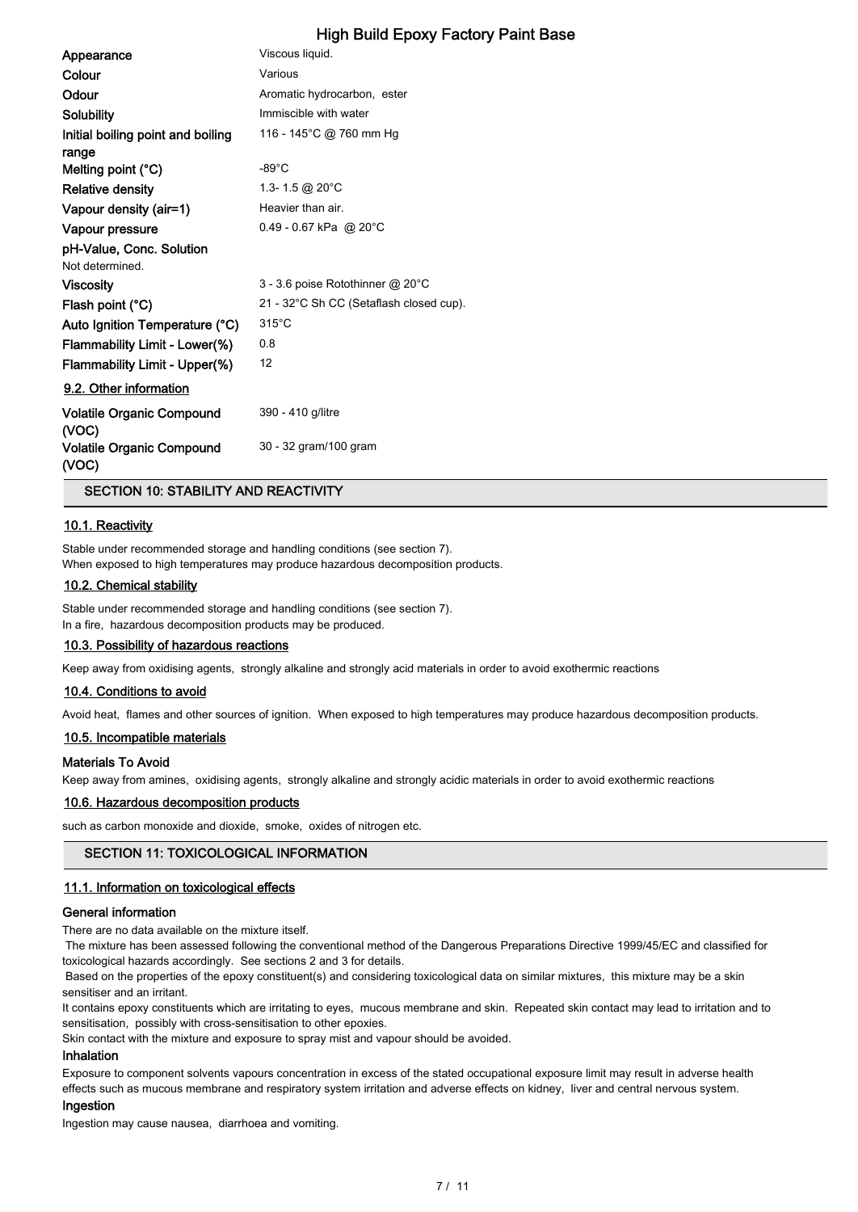| | |
|---|---|
| **Appearance** | Viscous liquid. |
| **Colour** | Various |
| **Odour** | Aromatic hydrocarbon, ester |
| **Solubility** | Immiscible with water |
| **Initial boiling point and boiling range** | 116 - 145°C @ 760 mm Hg |
| **Melting point (°C)** | -89°C |
| **Relative density** | 1.3- 1.5 @ 20°C |
| **Vapour density (air=1)** | Heavier than air. |
| **Vapour pressure** | 0.49 - 0.67 kPa @ 20°C |
| **pH-Value, Conc. Solution** | |
| Not determined. | |
| **Viscosity** | 3 - 3.6 poise Rotothinner @ 20°C |
| **Flash point (°C)** | 21 - 32°C Sh CC (Setaflash closed cup). |
| **Auto Ignition Temperature (°C)** | 315°C |
| **Flammability Limit - Lower(%)** | 0.8 |
| **Flammability Limit - Upper(%)** | 12 |

### 9.2. Other information

| | |
|---|---|
| **Volatile Organic Compound (VOC)** | 390 - 410 g/litre |
| **Volatile Organic Compound (VOC)** | 30 - 32 gram/100 gram |

## SECTION 10: STABILITY AND REACTIVITY

### 10.1. Reactivity

Stable under recommended storage and handling conditions (see section 7).
When exposed to high temperatures may produce hazardous decomposition products.

### 10.2. Chemical stability

Stable under recommended storage and handling conditions (see section 7).
In a fire, hazardous decomposition products may be produced.

### 10.3. Possibility of hazardous reactions

Keep away from oxidising agents, strongly alkaline and strongly acid materials in order to avoid exothermic reactions

### 10.4. Conditions to avoid

Avoid heat, flames and other sources of ignition. When exposed to high temperatures may produce hazardous decomposition products.

### 10.5. Incompatible materials

**Materials To Avoid**

Keep away from amines, oxidising agents, strongly alkaline and strongly acidic materials in order to avoid exothermic reactions

### 10.6. Hazardous decomposition products

such as carbon monoxide and dioxide, smoke, oxides of nitrogen etc.

## SECTION 11: TOXICOLOGICAL INFORMATION

### 11.1. Information on toxicological effects

**General information**

There are no data available on the mixture itself.
The mixture has been assessed following the conventional method of the Dangerous Preparations Directive 1999/45/EC and classified for toxicological hazards accordingly. See sections 2 and 3 for details.
Based on the properties of the epoxy constituent(s) and considering toxicological data on similar mixtures, this mixture may be a skin sensitiser and an irritant.
It contains epoxy constituents which are irritating to eyes, mucous membrane and skin. Repeated skin contact may lead to irritation and to sensitisation, possibly with cross-sensitisation to other epoxies.
Skin contact with the mixture and exposure to spray mist and vapour should be avoided.

**Inhalation**

Exposure to component solvents vapours concentration in excess of the stated occupational exposure limit may result in adverse health effects such as mucous membrane and respiratory system irritation and adverse effects on kidney, liver and central nervous system.

**Ingestion**

Ingestion may cause nausea, diarrhoea and vomiting.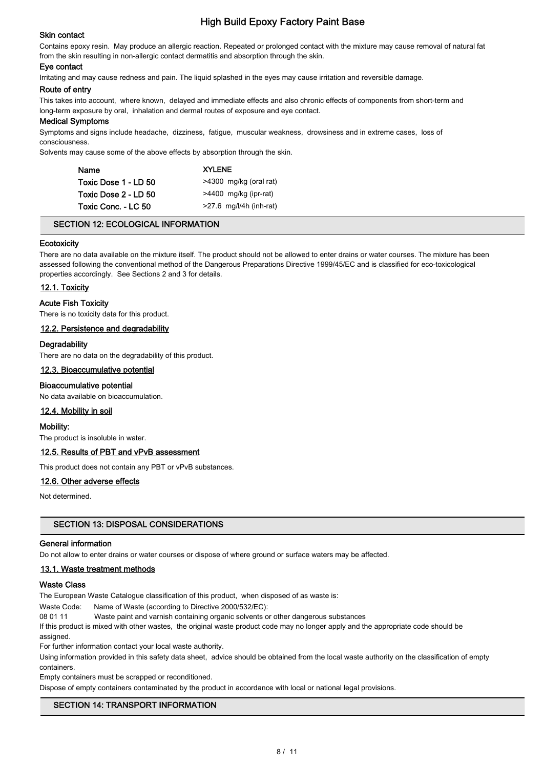### Skin contact

Contains epoxy resin. May produce an allergic reaction. Repeated or prolonged contact with the mixture may cause removal of natural fat from the skin resulting in non-allergic contact dermatitis and absorption through the skin.

### Eye contact

Irritating and may cause redness and pain. The liquid splashed in the eyes may cause irritation and reversible damage.

### Route of entry

This takes into account, where known, delayed and immediate effects and also chronic effects of components from short-term and long-term exposure by oral, inhalation and dermal routes of exposure and eye contact.

### Medical Symptoms

Symptoms and signs include headache, dizziness, fatigue, muscular weakness, drowsiness and in extreme cases, loss of consciousness.

Solvents may cause some of the above effects by absorption through the skin.

| Name | XYLENE |
|---|---|
| Toxic Dose 1 - LD 50 | >4300 mg/kg (oral rat) |
| Toxic Dose 2 - LD 50 | >4400 mg/kg (ipr-rat) |
| Toxic Conc. - LC 50 | >27.6 mg/l/4h (inh-rat) |

## SECTION 12: ECOLOGICAL INFORMATION

### Ecotoxicity

There are no data available on the mixture itself. The product should not be allowed to enter drains or water courses. The mixture has been assessed following the conventional method of the Dangerous Preparations Directive 1999/45/EC and is classified for eco-toxicological properties accordingly. See Sections 2 and 3 for details.

### 12.1. Toxicity

#### Acute Fish Toxicity

There is no toxicity data for this product.

### 12.2. Persistence and degradability

#### Degradability

There are no data on the degradability of this product.

### 12.3. Bioaccumulative potential

#### Bioaccumulative potential

No data available on bioaccumulation.

### 12.4. Mobility in soil

#### Mobility:

The product is insoluble in water.

### 12.5. Results of PBT and vPvB assessment

This product does not contain any PBT or vPvB substances.

### 12.6. Other adverse effects

Not determined.

## SECTION 13: DISPOSAL CONSIDERATIONS

### General information

Do not allow to enter drains or water courses or dispose of where ground or surface waters may be affected.

### 13.1. Waste treatment methods

#### Waste Class

The European Waste Catalogue classification of this product, when disposed of as waste is:

Waste Code: Name of Waste (according to Directive 2000/532/EC):

08 01 11 Waste paint and varnish containing organic solvents or other dangerous substances

If this product is mixed with other wastes, the original waste product code may no longer apply and the appropriate code should be assigned.

For further information contact your local waste authority.

Using information provided in this safety data sheet, advice should be obtained from the local waste authority on the classification of empty containers.

Empty containers must be scrapped or reconditioned.

Dispose of empty containers contaminated by the product in accordance with local or national legal provisions.

## SECTION 14: TRANSPORT INFORMATION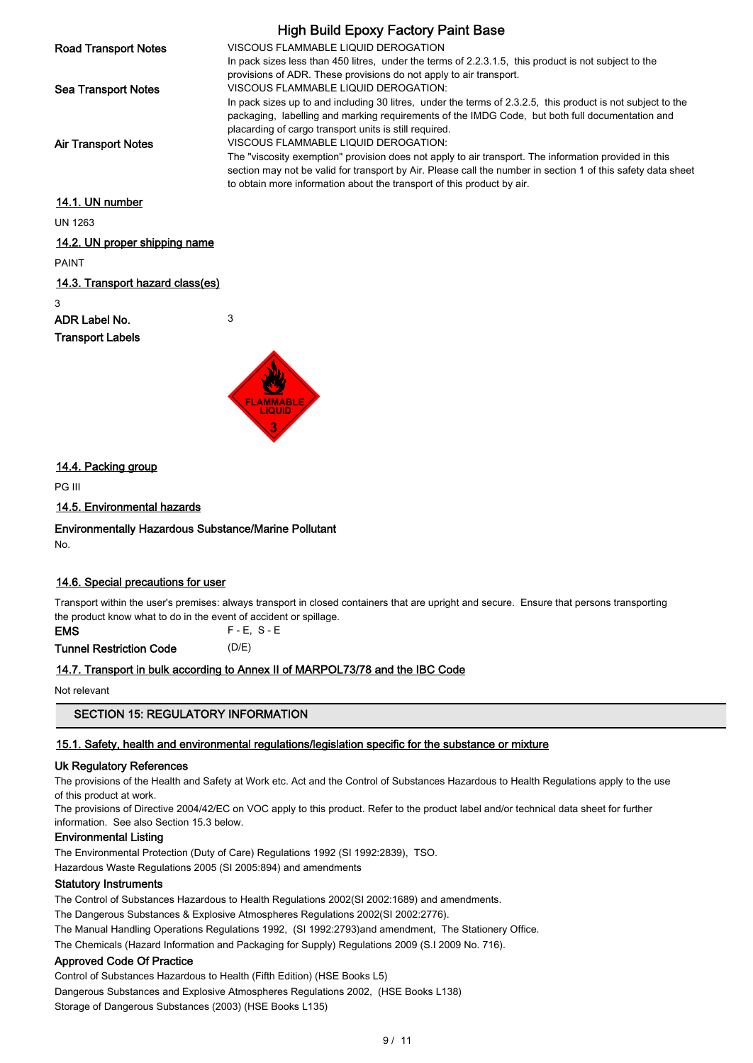| | |
|---|---|
| **Road Transport Notes** | VISCOUS FLAMMABLE LIQUID DEROGATION<br>In pack sizes less than 450 litres, under the terms of 2.2.3.1.5, this product is not subject to the provisions of ADR. These provisions do not apply to air transport. |
| **Sea Transport Notes** | VISCOUS FLAMMABLE LIQUID DEROGATION:<br>In pack sizes up to and including 30 litres, under the terms of 2.3.2.5, this product is not subject to the packaging, labelling and marking requirements of the IMDG Code, but both full documentation and placarding of cargo transport units is still required. |
| **Air Transport Notes** | VISCOUS FLAMMABLE LIQUID DEROGATION:<br>The "viscosity exemption" provision does not apply to air transport. The information provided in this section may not be valid for transport by Air. Please call the number in section 1 of this safety data sheet to obtain more information about the transport of this product by air. |

### 14.1. UN number

UN 1263

### 14.2. UN proper shipping name

PAINT

### 14.3. Transport hazard class(es)

3

**ADR Label No.** 3

**Transport Labels**

### 14.4. Packing group

PG III

### 14.5. Environmental hazards

**Environmentally Hazardous Substance/Marine Pollutant**

No.

### 14.6. Special precautions for user

Transport within the user's premises: always transport in closed containers that are upright and secure. Ensure that persons transporting the product know what to do in the event of accident or spillage.

**EMS** F - E, S - E

**Tunnel Restriction Code** (D/E)

### 14.7. Transport in bulk according to Annex II of MARPOL73/78 and the IBC Code

Not relevant

## SECTION 15: REGULATORY INFORMATION

### 15.1. Safety, health and environmental regulations/legislation specific for the substance or mixture

**Uk Regulatory References**

The provisions of the Health and Safety at Work etc. Act and the Control of Substances Hazardous to Health Regulations apply to the use of this product at work.

The provisions of Directive 2004/42/EC on VOC apply to this product. Refer to the product label and/or technical data sheet for further information. See also Section 15.3 below.

**Environmental Listing**

The Environmental Protection (Duty of Care) Regulations 1992 (SI 1992:2839), TSO.

Hazardous Waste Regulations 2005 (SI 2005:894) and amendments

**Statutory Instruments**

The Control of Substances Hazardous to Health Regulations 2002(SI 2002:1689) and amendments.

The Dangerous Substances & Explosive Atmospheres Regulations 2002(SI 2002:2776).

The Manual Handling Operations Regulations 1992, (SI 1992:2793)and amendment, The Stationery Office.

The Chemicals (Hazard Information and Packaging for Supply) Regulations 2009 (S.I 2009 No. 716).

**Approved Code Of Practice**

Control of Substances Hazardous to Health (Fifth Edition) (HSE Books L5)

Dangerous Substances and Explosive Atmospheres Regulations 2002, (HSE Books L138)

Storage of Dangerous Substances (2003) (HSE Books L135)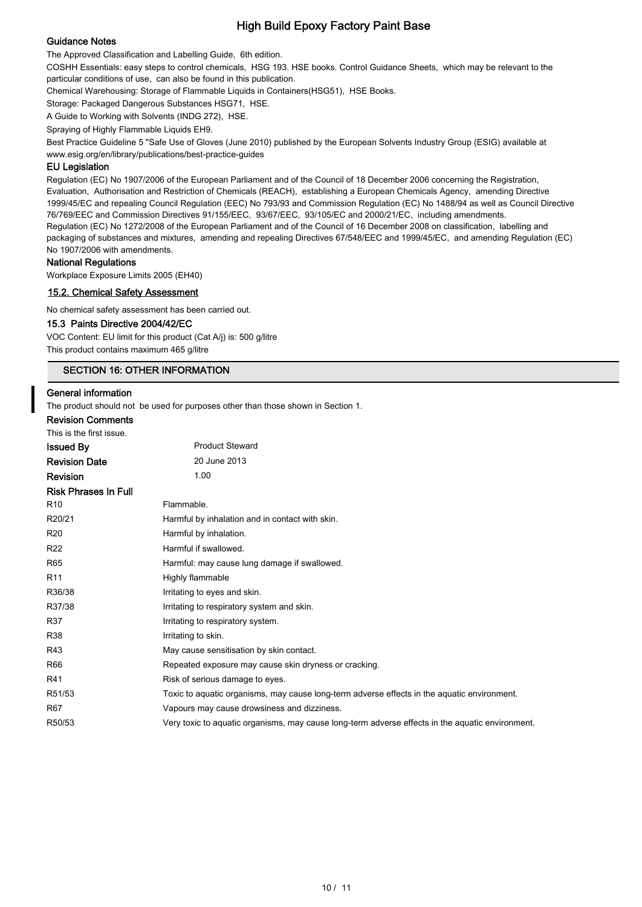### Guidance Notes

The Approved Classification and Labelling Guide, 6th edition.

COSHH Essentials: easy steps to control chemicals, HSG 193. HSE books. Control Guidance Sheets, which may be relevant to the particular conditions of use, can also be found in this publication.

Chemical Warehousing: Storage of Flammable Liquids in Containers(HSG51), HSE Books.

Storage: Packaged Dangerous Substances HSG71, HSE.

A Guide to Working with Solvents (INDG 272), HSE.

Spraying of Highly Flammable Liquids EH9.

Best Practice Guideline 5 "Safe Use of Gloves (June 2010) published by the European Solvents Industry Group (ESIG) available at www.esig.org/en/library/publications/best-practice-guides

### EU Legislation

Regulation (EC) No 1907/2006 of the European Parliament and of the Council of 18 December 2006 concerning the Registration, Evaluation, Authorisation and Restriction of Chemicals (REACH), establishing a European Chemicals Agency, amending Directive 1999/45/EC and repealing Council Regulation (EEC) No 793/93 and Commission Regulation (EC) No 1488/94 as well as Council Directive 76/769/EEC and Commission Directives 91/155/EEC, 93/67/EEC, 93/105/EC and 2000/21/EC, including amendments.

Regulation (EC) No 1272/2008 of the European Parliament and of the Council of 16 December 2008 on classification, labelling and packaging of substances and mixtures, amending and repealing Directives 67/548/EEC and 1999/45/EC, and amending Regulation (EC) No 1907/2006 with amendments.

### National Regulations

Workplace Exposure Limits 2005 (EH40)

### 15.2. Chemical Safety Assessment

No chemical safety assessment has been carried out.

### 15.3 Paints Directive 2004/42/EC

VOC Content: EU limit for this product (Cat A/j) is: 500 g/litre

This product contains maximum 465 g/litre

## SECTION 16: OTHER INFORMATION

### General information

The product should not be used for purposes other than those shown in Section 1.

### Revision Comments

This is the first issue.

**Issued By** Product Steward

**Revision Date** 20 June 2013

**Revision** 1.00

### Risk Phrases In Full

| | |
|---|---|
| R10 | Flammable. |
| R20/21 | Harmful by inhalation and in contact with skin. |
| R20 | Harmful by inhalation. |
| R22 | Harmful if swallowed. |
| R65 | Harmful: may cause lung damage if swallowed. |
| R11 | Highly flammable |
| R36/38 | Irritating to eyes and skin. |
| R37/38 | Irritating to respiratory system and skin. |
| R37 | Irritating to respiratory system. |
| R38 | Irritating to skin. |
| R43 | May cause sensitisation by skin contact. |
| R66 | Repeated exposure may cause skin dryness or cracking. |
| R41 | Risk of serious damage to eyes. |
| R51/53 | Toxic to aquatic organisms, may cause long-term adverse effects in the aquatic environment. |
| R67 | Vapours may cause drowsiness and dizziness. |
| R50/53 | Very toxic to aquatic organisms, may cause long-term adverse effects in the aquatic environment. |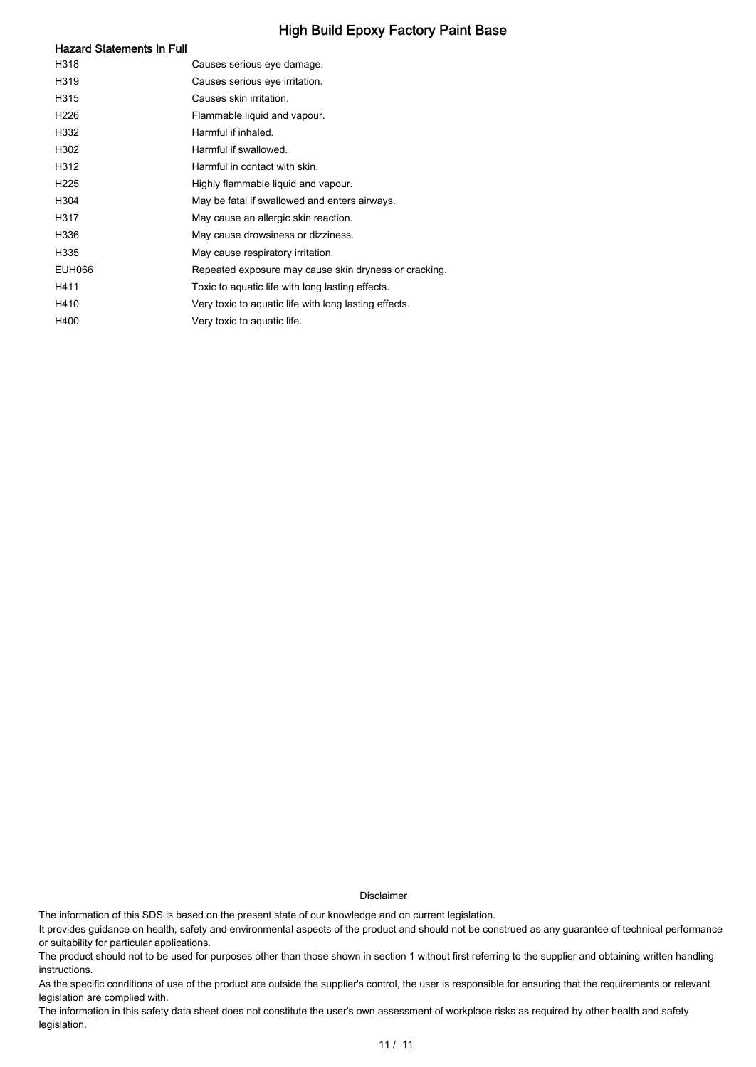### Hazard Statements In Full

| | |
|---|---|
| H318 | Causes serious eye damage. |
| H319 | Causes serious eye irritation. |
| H315 | Causes skin irritation. |
| H226 | Flammable liquid and vapour. |
| H332 | Harmful if inhaled. |
| H302 | Harmful if swallowed. |
| H312 | Harmful in contact with skin. |
| H225 | Highly flammable liquid and vapour. |
| H304 | May be fatal if swallowed and enters airways. |
| H317 | May cause an allergic skin reaction. |
| H336 | May cause drowsiness or dizziness. |
| H335 | May cause respiratory irritation. |
| EUH066 | Repeated exposure may cause skin dryness or cracking. |
| H411 | Toxic to aquatic life with long lasting effects. |
| H410 | Very toxic to aquatic life with long lasting effects. |
| H400 | Very toxic to aquatic life. |

Disclaimer

The information of this SDS is based on the present state of our knowledge and on current legislation.

It provides guidance on health, safety and environmental aspects of the product and should not be construed as any guarantee of technical performance or suitability for particular applications.

The product should not to be used for purposes other than those shown in section 1 without first referring to the supplier and obtaining written handling instructions.

As the specific conditions of use of the product are outside the supplier's control, the user is responsible for ensuring that the requirements or relevant legislation are complied with.

The information in this safety data sheet does not constitute the user's own assessment of workplace risks as required by other health and safety legislation.